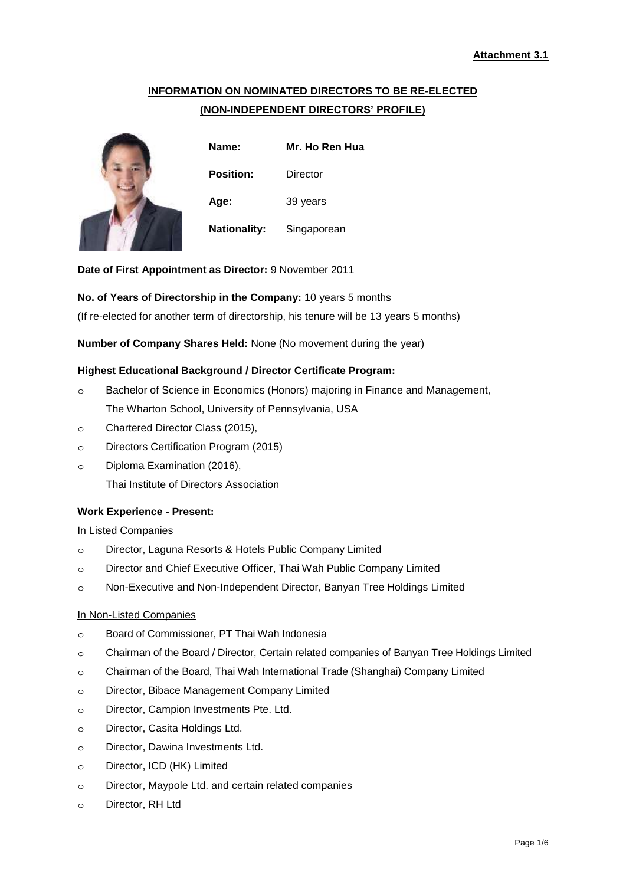**Attachment 3.1**

## INFORMATION ON NOMINATED DIRECTORS TO BE RE-ELECTED
## (NON-INDEPENDENT DIRECTORS' PROFILE)

**Name:** Mr. Ho Ren Hua

**Position:** Director

**Age:** 39 years

**Nationality:** Singaporean

**Date of First Appointment as Director:** 9 November 2011

**No. of Years of Directorship in the Company:** 10 years 5 months

(If re-elected for another term of directorship, his tenure will be 13 years 5 months)

**Number of Company Shares Held:** None (No movement during the year)

**Highest Educational Background / Director Certificate Program:**

- Bachelor of Science in Economics (Honors) majoring in Finance and Management, The Wharton School, University of Pennsylvania, USA
- Chartered Director Class (2015),
- Directors Certification Program (2015)
- Diploma Examination (2016),
  Thai Institute of Directors Association

**Work Experience - Present:**

In Listed Companies

- Director, Laguna Resorts & Hotels Public Company Limited
- Director and Chief Executive Officer, Thai Wah Public Company Limited
- Non-Executive and Non-Independent Director, Banyan Tree Holdings Limited

In Non-Listed Companies

- Board of Commissioner, PT Thai Wah Indonesia
- Chairman of the Board / Director, Certain related companies of Banyan Tree Holdings Limited
- Chairman of the Board, Thai Wah International Trade (Shanghai) Company Limited
- Director, Bibace Management Company Limited
- Director, Campion Investments Pte. Ltd.
- Director, Casita Holdings Ltd.
- Director, Dawina Investments Ltd.
- Director, ICD (HK) Limited
- Director, Maypole Ltd. and certain related companies
- Director, RH Ltd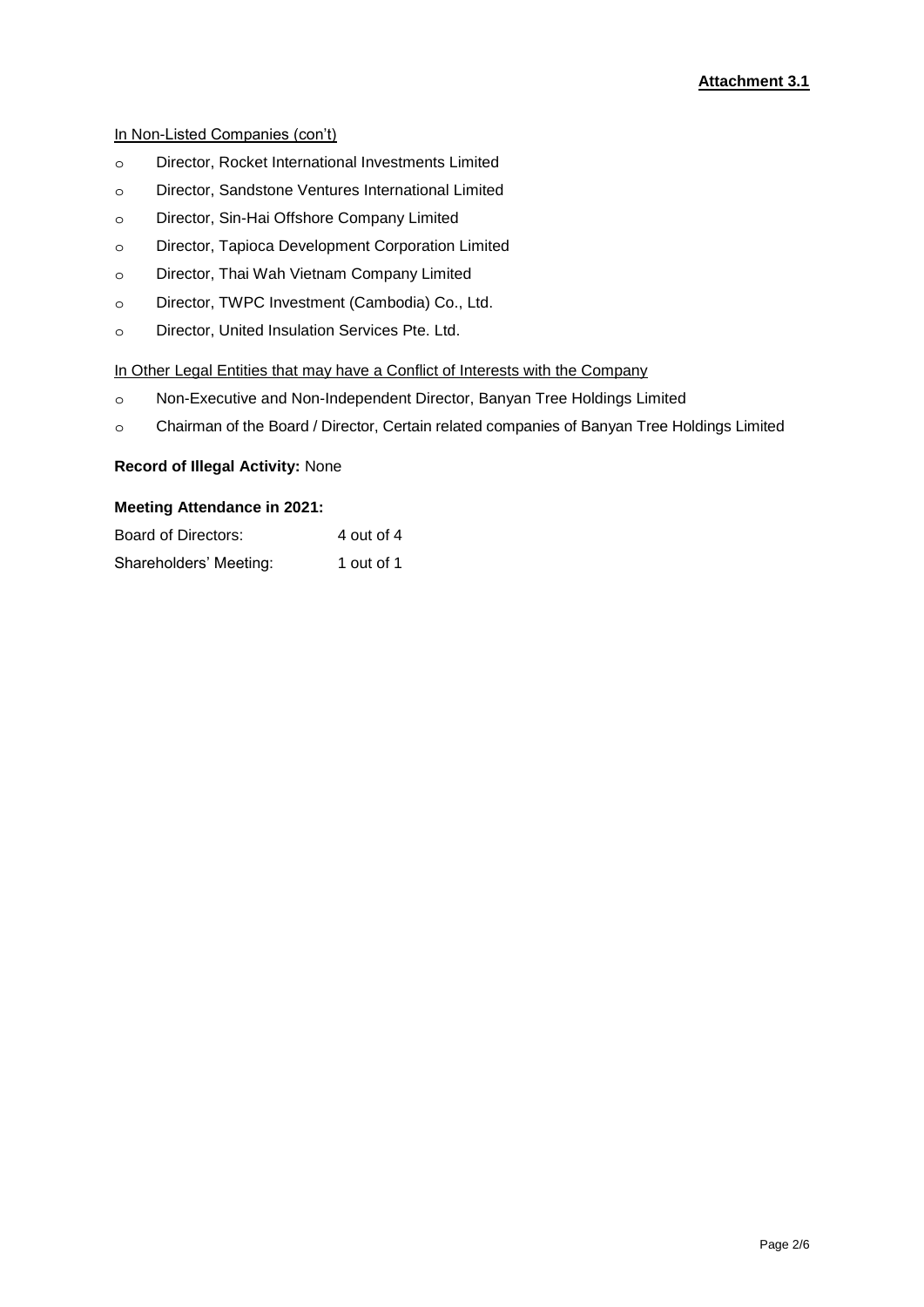**Attachment 3.1**

In Non-Listed Companies (con't)

- Director, Rocket International Investments Limited
- Director, Sandstone Ventures International Limited
- Director, Sin-Hai Offshore Company Limited
- Director, Tapioca Development Corporation Limited
- Director, Thai Wah Vietnam Company Limited
- Director, TWPC Investment (Cambodia) Co., Ltd.
- Director, United Insulation Services Pte. Ltd.

In Other Legal Entities that may have a Conflict of Interests with the Company

- Non-Executive and Non-Independent Director, Banyan Tree Holdings Limited
- Chairman of the Board / Director, Certain related companies of Banyan Tree Holdings Limited

**Record of Illegal Activity:** None

**Meeting Attendance in 2021:**

| | |
|---|---|
| Board of Directors: | 4 out of 4 |
| Shareholders' Meeting: | 1 out of 1 |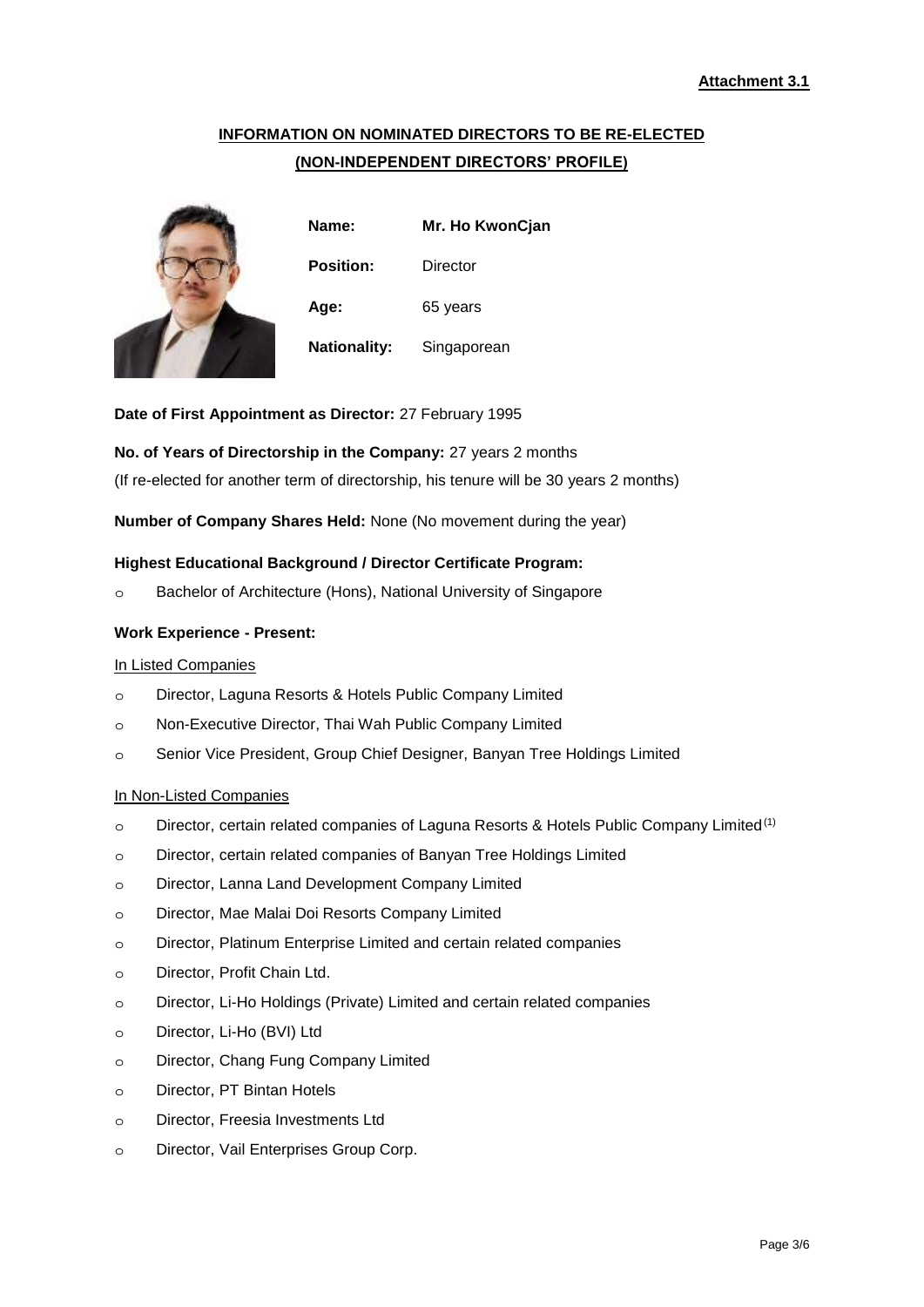**Attachment 3.1**

## INFORMATION ON NOMINATED DIRECTORS TO BE RE-ELECTED
### (NON-INDEPENDENT DIRECTORS' PROFILE)

| | |
|---|---|
| **Name:** | **Mr. Ho KwonCjan** |
| **Position:** | Director |
| **Age:** | 65 years |
| **Nationality:** | Singaporean |

**Date of First Appointment as Director:** 27 February 1995

**No. of Years of Directorship in the Company:** 27 years 2 months

(If re-elected for another term of directorship, his tenure will be 30 years 2 months)

**Number of Company Shares Held:** None (No movement during the year)

**Highest Educational Background / Director Certificate Program:**

- Bachelor of Architecture (Hons), National University of Singapore

**Work Experience - Present:**

In Listed Companies

- Director, Laguna Resorts & Hotels Public Company Limited
- Non-Executive Director, Thai Wah Public Company Limited
- Senior Vice President, Group Chief Designer, Banyan Tree Holdings Limited

In Non-Listed Companies

- Director, certain related companies of Laguna Resorts & Hotels Public Company Limited[(1)]
- Director, certain related companies of Banyan Tree Holdings Limited
- Director, Lanna Land Development Company Limited
- Director, Mae Malai Doi Resorts Company Limited
- Director, Platinum Enterprise Limited and certain related companies
- Director, Profit Chain Ltd.
- Director, Li-Ho Holdings (Private) Limited and certain related companies
- Director, Li-Ho (BVI) Ltd
- Director, Chang Fung Company Limited
- Director, PT Bintan Hotels
- Director, Freesia Investments Ltd
- Director, Vail Enterprises Group Corp.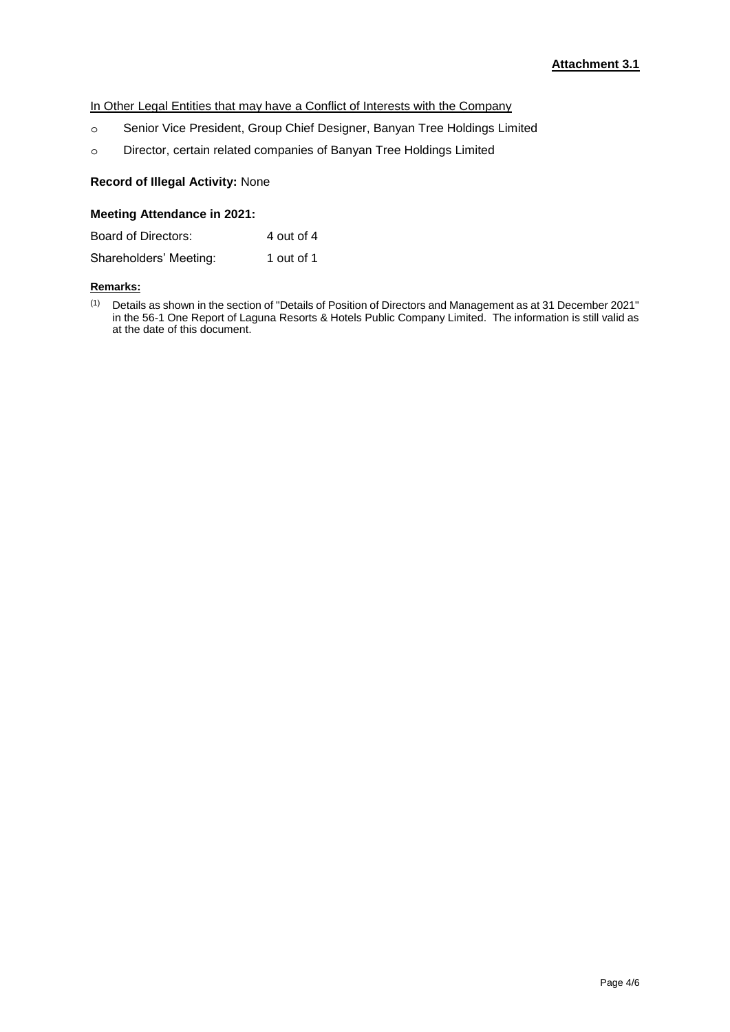**Attachment 3.1**

<u>In Other Legal Entities that may have a Conflict of Interests with the Company</u>

- Senior Vice President, Group Chief Designer, Banyan Tree Holdings Limited
- Director, certain related companies of Banyan Tree Holdings Limited

**Record of Illegal Activity:** None

**Meeting Attendance in 2021:**

| | |
|---|---|
| Board of Directors: | 4 out of 4 |
| Shareholders' Meeting: | 1 out of 1 |

**Remarks:**

(1) Details as shown in the section of "Details of Position of Directors and Management as at 31 December 2021" in the 56-1 One Report of Laguna Resorts & Hotels Public Company Limited. The information is still valid as at the date of this document.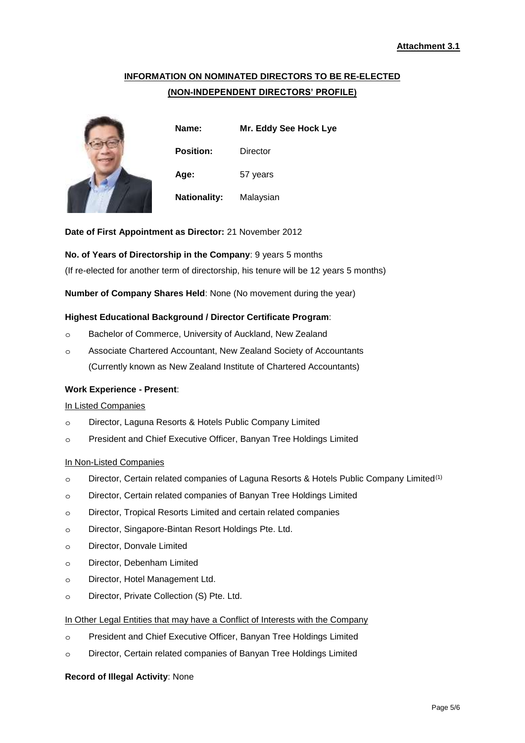**Attachment 3.1**

## INFORMATION ON NOMINATED DIRECTORS TO BE RE-ELECTED
## (NON-INDEPENDENT DIRECTORS' PROFILE)

**Name:** **Mr. Eddy See Hock Lye**

**Position:** Director

**Age:** 57 years

**Nationality:** Malaysian

**Date of First Appointment as Director:** 21 November 2012

**No. of Years of Directorship in the Company**: 9 years 5 months

(If re-elected for another term of directorship, his tenure will be 12 years 5 months)

**Number of Company Shares Held**: None (No movement during the year)

**Highest Educational Background / Director Certificate Program**:

- Bachelor of Commerce, University of Auckland, New Zealand
- Associate Chartered Accountant, New Zealand Society of Accountants (Currently known as New Zealand Institute of Chartered Accountants)

**Work Experience - Present**:

In Listed Companies

- Director, Laguna Resorts & Hotels Public Company Limited
- President and Chief Executive Officer, Banyan Tree Holdings Limited

In Non-Listed Companies

- Director, Certain related companies of Laguna Resorts & Hotels Public Company Limited[(1)]
- Director, Certain related companies of Banyan Tree Holdings Limited
- Director, Tropical Resorts Limited and certain related companies
- Director, Singapore-Bintan Resort Holdings Pte. Ltd.
- Director, Donvale Limited
- Director, Debenham Limited
- Director, Hotel Management Ltd.
- Director, Private Collection (S) Pte. Ltd.

In Other Legal Entities that may have a Conflict of Interests with the Company

- President and Chief Executive Officer, Banyan Tree Holdings Limited
- Director, Certain related companies of Banyan Tree Holdings Limited

**Record of Illegal Activity**: None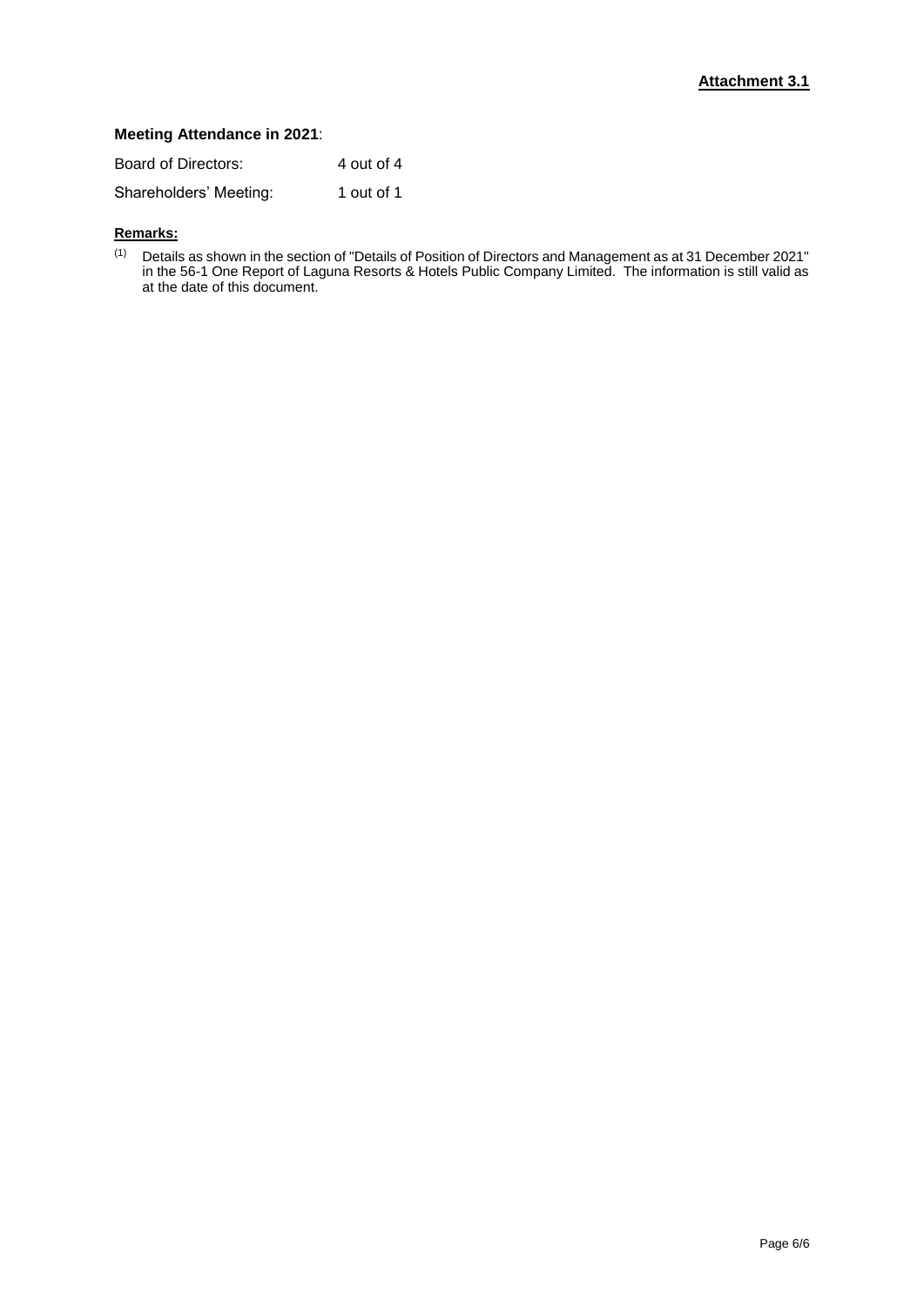**Attachment 3.1**

**Meeting Attendance in 2021**:

| | |
|---|---|
| Board of Directors: | 4 out of 4 |
| Shareholders' Meeting: | 1 out of 1 |

**Remarks:**

(1) Details as shown in the section of "Details of Position of Directors and Management as at 31 December 2021" in the 56-1 One Report of Laguna Resorts & Hotels Public Company Limited. The information is still valid as at the date of this document.